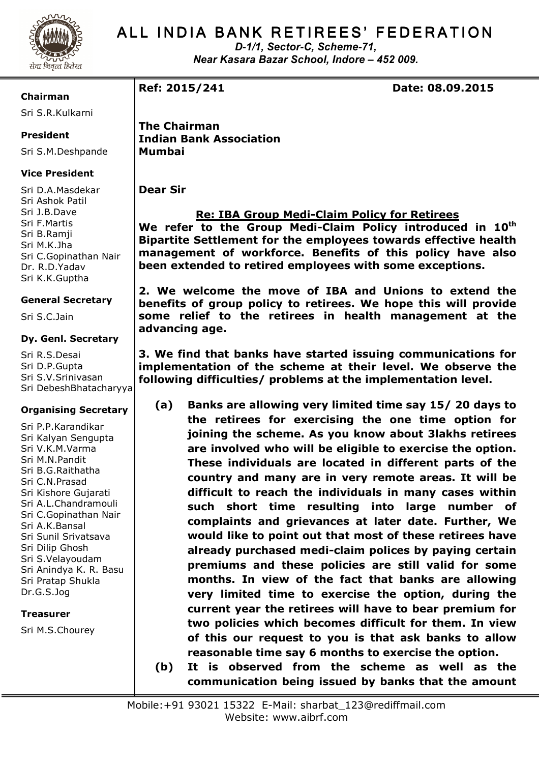# ALL INDIA BANK RETIREES' FEDERATION

*D-1/1, Sector-C, Scheme-71,*
*Near Kasara Bazar School, Indore – 452 009.*

**Chairman**
Sri S.R.Kulkarni

**President**
Sri S.M.Deshpande

**Vice President**
Sri D.A.Masdekar
Sri Ashok Patil
Sri J.B.Dave
Sri F.Martis
Sri B.Ramji
Sri M.K.Jha
Sri C.Gopinathan Nair
Dr. R.D.Yadav
Sri K.K.Guptha

**General Secretary**
Sri S.C.Jain

**Dy. Genl. Secretary**
Sri R.S.Desai
Sri D.P.Gupta
Sri S.V.Srinivasan
Sri DebeshBhatacharyya

**Organising Secretary**
Sri P.P.Karandikar
Sri Kalyan Sengupta
Sri V.K.M.Varma
Sri M.N.Pandit
Sri B.G.Raithatha
Sri C.N.Prasad
Sri Kishore Gujarati
Sri A.L.Chandramouli
Sri C.Gopinathan Nair
Sri A.K.Bansal
Sri Sunil Srivatsava
Sri Dilip Ghosh
Sri S.Velayoudam
Sri Anindya K. R. Basu
Sri Pratap Shukla
Dr.G.S.Jog

**Treasurer**
Sri M.S.Chourey

---

**Ref: 2015/241** **Date: 08.09.2015**

**The Chairman**
**Indian Bank Association**
**Mumbai**

**Dear Sir**

**Re: IBA Group Medi-Claim Policy for Retirees**

**We refer to the Group Medi-Claim Policy introduced in 10th Bipartite Settlement for the employees towards effective health management of workforce. Benefits of this policy have also been extended to retired employees with some exceptions.**

**2. We welcome the move of IBA and Unions to extend the benefits of group policy to retirees. We hope this will provide some relief to the retirees in health management at the advancing age.**

**3. We find that banks have started issuing communications for implementation of the scheme at their level. We observe the following difficulties/ problems at the implementation level.**

**(a) Banks are allowing very limited time say 15/ 20 days to the retirees for exercising the one time option for joining the scheme. As you know about 3lakhs retirees are involved who will be eligible to exercise the option. These individuals are located in different parts of the country and many are in very remote areas. It will be difficult to reach the individuals in many cases within such short time resulting into large number of complaints and grievances at later date. Further, We would like to point out that most of these retirees have already purchased medi-claim polices by paying certain premiums and these policies are still valid for some months. In view of the fact that banks are allowing very limited time to exercise the option, during the current year the retirees will have to bear premium for two policies which becomes difficult for them. In view of this our request to you is that ask banks to allow reasonable time say 6 months to exercise the option.**

**(b) It is observed from the scheme as well as the communication being issued by banks that the amount**

Mobile:+91 93021 15322 E-Mail: sharbat_123@rediffmail.com
Website: www.aibrf.com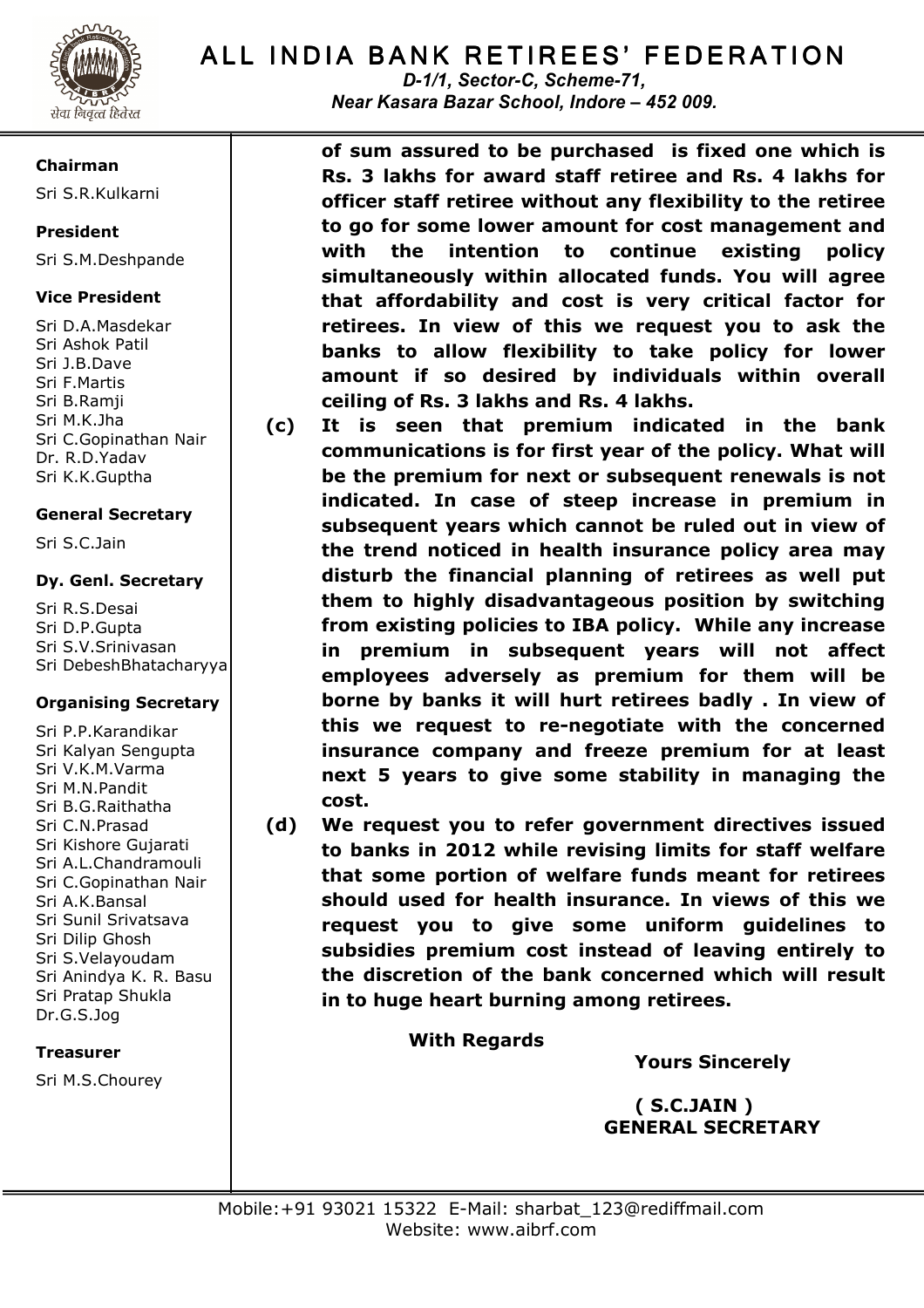# ALL INDIA BANK RETIREES' FEDERATION

*D-1/1, Sector-C, Scheme-71,*
*Near Kasara Bazar School, Indore – 452 009.*

**Chairman**
Sri S.R.Kulkarni

**President**
Sri S.M.Deshpande

**Vice President**
Sri D.A.Masdekar
Sri Ashok Patil
Sri J.B.Dave
Sri F.Martis
Sri B.Ramji
Sri M.K.Jha
Sri C.Gopinathan Nair
Dr. R.D.Yadav
Sri K.K.Guptha

**General Secretary**
Sri S.C.Jain

**Dy. Genl. Secretary**
Sri R.S.Desai
Sri D.P.Gupta
Sri S.V.Srinivasan
Sri DebeshBhatacharyya

**Organising Secretary**
Sri P.P.Karandikar
Sri Kalyan Sengupta
Sri V.K.M.Varma
Sri M.N.Pandit
Sri B.G.Raithatha
Sri C.N.Prasad
Sri Kishore Gujarati
Sri A.L.Chandramouli
Sri C.Gopinathan Nair
Sri A.K.Bansal
Sri Sunil Srivatsava
Sri Dilip Ghosh
Sri S.Velayoudam
Sri Anindya K. R. Basu
Sri Pratap Shukla
Dr.G.S.Jog

**Treasurer**
Sri M.S.Chourey

**of sum assured to be purchased is fixed one which is Rs. 3 lakhs for award staff retiree and Rs. 4 lakhs for officer staff retiree without any flexibility to the retiree to go for some lower amount for cost management and with the intention to continue existing policy simultaneously within allocated funds. You will agree that affordability and cost is very critical factor for retirees. In view of this we request you to ask the banks to allow flexibility to take policy for lower amount if so desired by individuals within overall ceiling of Rs. 3 lakhs and Rs. 4 lakhs.**

**(c) It is seen that premium indicated in the bank communications is for first year of the policy. What will be the premium for next or subsequent renewals is not indicated. In case of steep increase in premium in subsequent years which cannot be ruled out in view of the trend noticed in health insurance policy area may disturb the financial planning of retirees as well put them to highly disadvantageous position by switching from existing policies to IBA policy. While any increase in premium in subsequent years will not affect employees adversely as premium for them will be borne by banks it will hurt retirees badly . In view of this we request to re-negotiate with the concerned insurance company and freeze premium for at least next 5 years to give some stability in managing the cost.**

**(d) We request you to refer government directives issued to banks in 2012 while revising limits for staff welfare that some portion of welfare funds meant for retirees should used for health insurance. In views of this we request you to give some uniform guidelines to subsidies premium cost instead of leaving entirely to the discretion of the bank concerned which will result in to huge heart burning among retirees.**

**With Regards**

**Yours Sincerely**

**( S.C.JAIN )**
**GENERAL SECRETARY**

Mobile:+91 93021 15322 E-Mail: sharbat_123@rediffmail.com
Website: www.aibrf.com